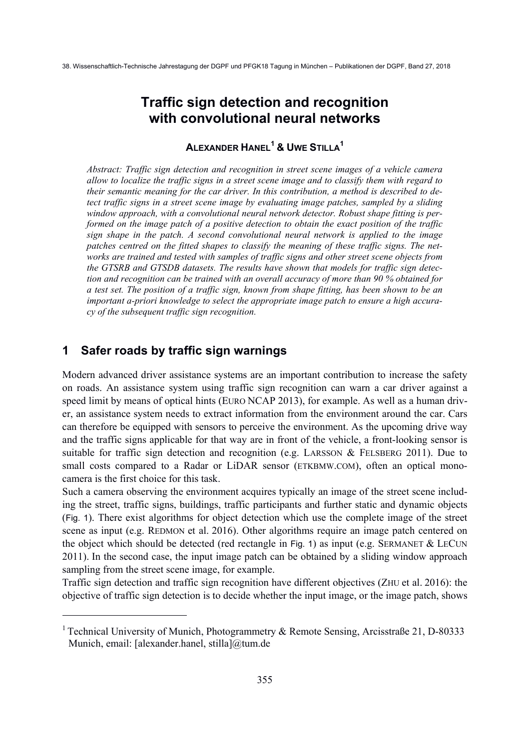# Traffic sign detection and recognition with convolutional neural networks

**ALEXANDER HANEL[1] & UWE STILLA[1]**

*Abstract: Traffic sign detection and recognition in street scene images of a vehicle camera allow to localize the traffic signs in a street scene image and to classify them with regard to their semantic meaning for the car driver. In this contribution, a method is described to detect traffic signs in a street scene image by evaluating image patches, sampled by a sliding window approach, with a convolutional neural network detector. Robust shape fitting is performed on the image patch of a positive detection to obtain the exact position of the traffic sign shape in the patch. A second convolutional neural network is applied to the image patches centred on the fitted shapes to classify the meaning of these traffic signs. The networks are trained and tested with samples of traffic signs and other street scene objects from the GTSRB and GTSDB datasets. The results have shown that models for traffic sign detection and recognition can be trained with an overall accuracy of more than 90 % obtained for a test set. The position of a traffic sign, known from shape fitting, has been shown to be an important a-priori knowledge to select the appropriate image patch to ensure a high accuracy of the subsequent traffic sign recognition.*

## 1 Safer roads by traffic sign warnings

Modern advanced driver assistance systems are an important contribution to increase the safety on roads. An assistance system using traffic sign recognition can warn a car driver against a speed limit by means of optical hints (EURO NCAP 2013), for example. As well as a human driver, an assistance system needs to extract information from the environment around the car. Cars can therefore be equipped with sensors to perceive the environment. As the upcoming drive way and the traffic signs applicable for that way are in front of the vehicle, a front-looking sensor is suitable for traffic sign detection and recognition (e.g. LARSSON & FELSBERG 2011). Due to small costs compared to a Radar or LiDAR sensor (ETKBMW.COM), often an optical mono-camera is the first choice for this task.

Such a camera observing the environment acquires typically an image of the street scene including the street, traffic signs, buildings, traffic participants and further static and dynamic objects (Fig. 1). There exist algorithms for object detection which use the complete image of the street scene as input (e.g. REDMON et al. 2016). Other algorithms require an image patch centered on the object which should be detected (red rectangle in Fig. 1) as input (e.g. SERMANET & LECUN 2011). In the second case, the input image patch can be obtained by a sliding window approach sampling from the street scene image, for example.

Traffic sign detection and traffic sign recognition have different objectives (ZHU et al. 2016): the objective of traffic sign detection is to decide whether the input image, or the image patch, shows

---

[1] Technical University of Munich, Photogrammetry & Remote Sensing, Arcisstraße 21, D-80333 Munich, email: [alexander.hanel, stilla]@tum.de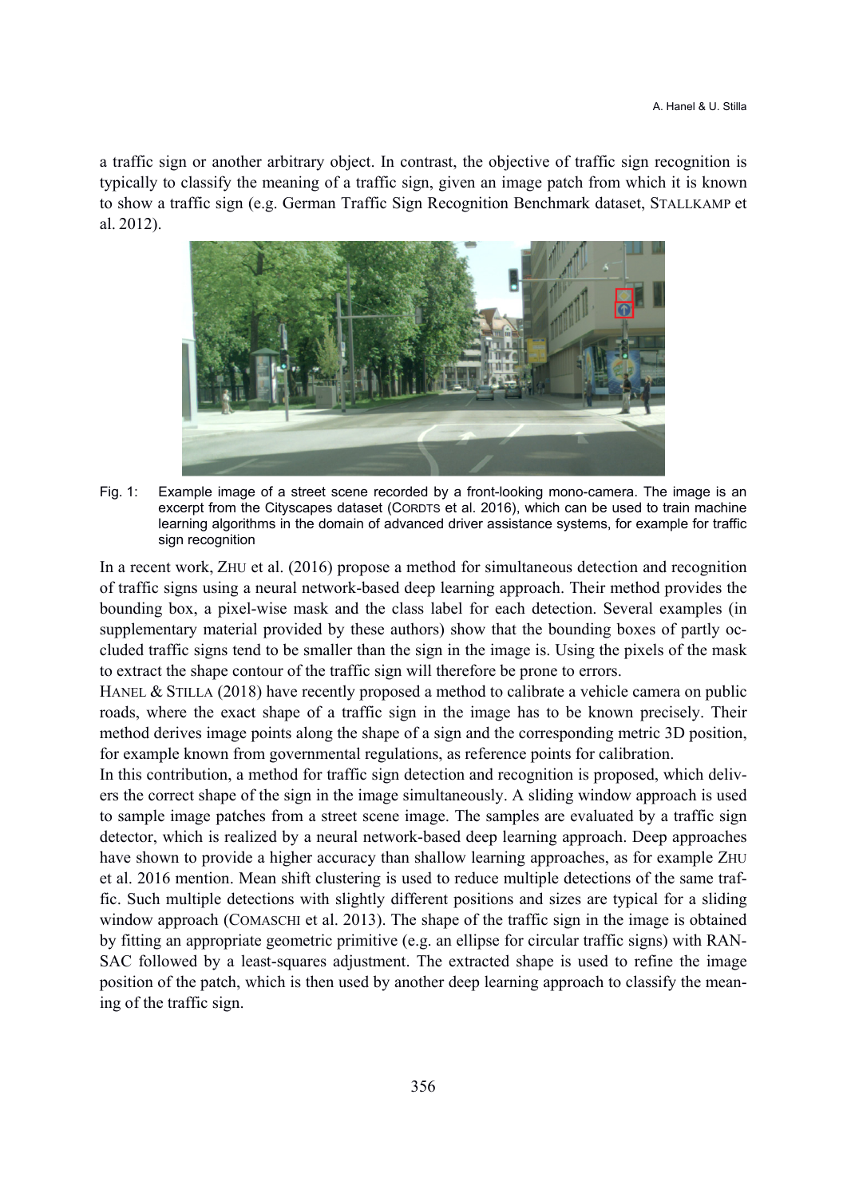a traffic sign or another arbitrary object. In contrast, the objective of traffic sign recognition is typically to classify the meaning of a traffic sign, given an image patch from which it is known to show a traffic sign (e.g. German Traffic Sign Recognition Benchmark dataset, STALLKAMP et al. 2012).

Fig. 1: Example image of a street scene recorded by a front-looking mono-camera. The image is an excerpt from the Cityscapes dataset (CORDTS et al. 2016), which can be used to train machine learning algorithms in the domain of advanced driver assistance systems, for example for traffic sign recognition

In a recent work, ZHU et al. (2016) propose a method for simultaneous detection and recognition of traffic signs using a neural network-based deep learning approach. Their method provides the bounding box, a pixel-wise mask and the class label for each detection. Several examples (in supplementary material provided by these authors) show that the bounding boxes of partly occluded traffic signs tend to be smaller than the sign in the image is. Using the pixels of the mask to extract the shape contour of the traffic sign will therefore be prone to errors.

HANEL & STILLA (2018) have recently proposed a method to calibrate a vehicle camera on public roads, where the exact shape of a traffic sign in the image has to be known precisely. Their method derives image points along the shape of a sign and the corresponding metric 3D position, for example known from governmental regulations, as reference points for calibration.

In this contribution, a method for traffic sign detection and recognition is proposed, which delivers the correct shape of the sign in the image simultaneously. A sliding window approach is used to sample image patches from a street scene image. The samples are evaluated by a traffic sign detector, which is realized by a neural network-based deep learning approach. Deep approaches have shown to provide a higher accuracy than shallow learning approaches, as for example ZHU et al. 2016 mention. Mean shift clustering is used to reduce multiple detections of the same traffic. Such multiple detections with slightly different positions and sizes are typical for a sliding window approach (COMASCHI et al. 2013). The shape of the traffic sign in the image is obtained by fitting an appropriate geometric primitive (e.g. an ellipse for circular traffic signs) with RANSAC followed by a least-squares adjustment. The extracted shape is used to refine the image position of the patch, which is then used by another deep learning approach to classify the meaning of the traffic sign.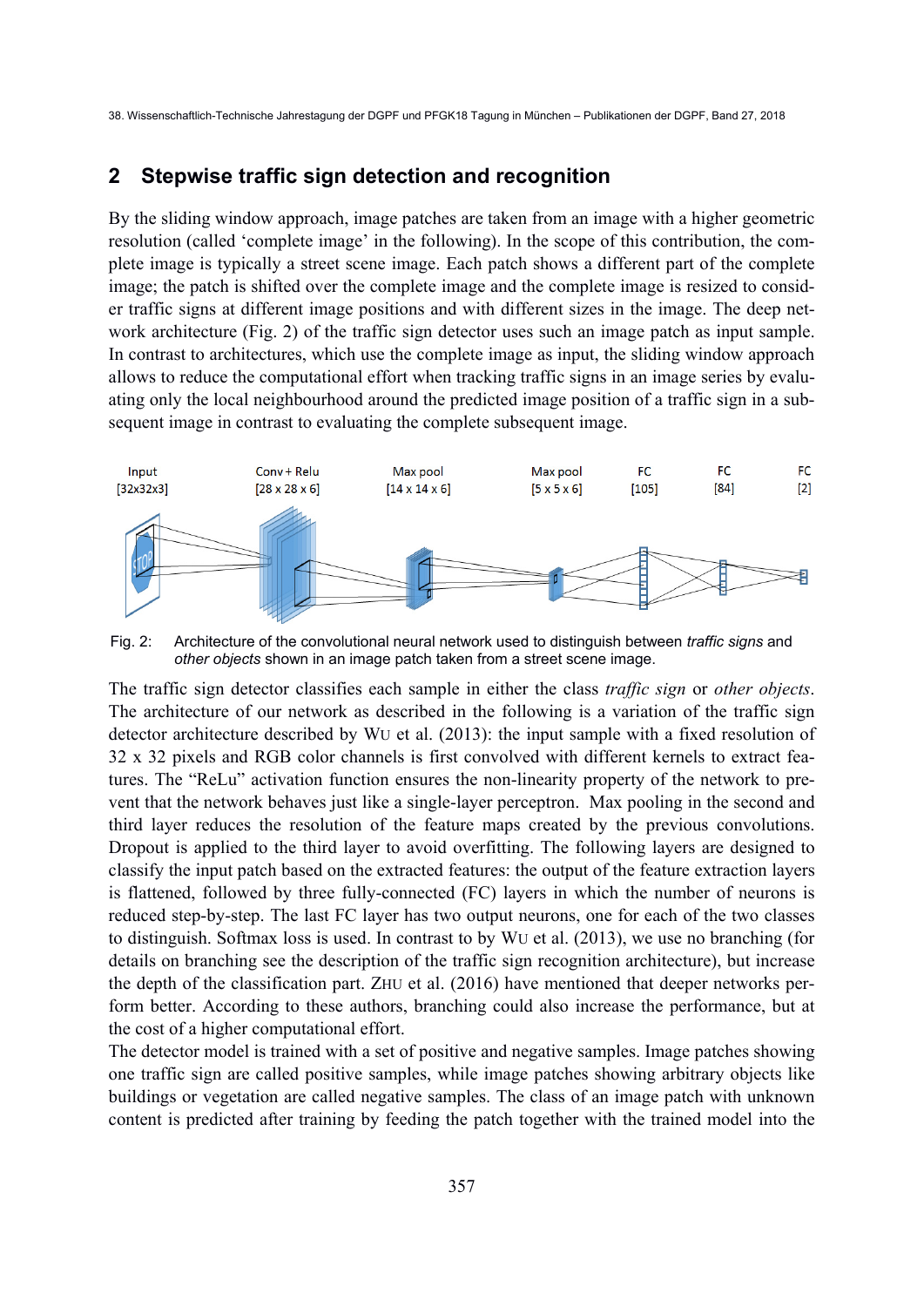## 2 Stepwise traffic sign detection and recognition

By the sliding window approach, image patches are taken from an image with a higher geometric resolution (called 'complete image' in the following). In the scope of this contribution, the complete image is typically a street scene image. Each patch shows a different part of the complete image; the patch is shifted over the complete image and the complete image is resized to consider traffic signs at different image positions and with different sizes in the image. The deep network architecture (Fig. 2) of the traffic sign detector uses such an image patch as input sample. In contrast to architectures, which use the complete image as input, the sliding window approach allows to reduce the computational effort when tracking traffic signs in an image series by evaluating only the local neighbourhood around the predicted image position of a traffic sign in a subsequent image in contrast to evaluating the complete subsequent image.

Input [32x32x3] Conv + Relu [28 x 28 x 6] Max pool [14 x 14 x 6] Max pool [5 x 5 x 6] FC [105] FC [84] FC [2]

Fig. 2: Architecture of the convolutional neural network used to distinguish between *traffic signs* and *other objects* shown in an image patch taken from a street scene image.

The traffic sign detector classifies each sample in either the class *traffic sign* or *other objects*. The architecture of our network as described in the following is a variation of the traffic sign detector architecture described by WU et al. (2013): the input sample with a fixed resolution of 32 x 32 pixels and RGB color channels is first convolved with different kernels to extract features. The "ReLu" activation function ensures the non-linearity property of the network to prevent that the network behaves just like a single-layer perceptron. Max pooling in the second and third layer reduces the resolution of the feature maps created by the previous convolutions. Dropout is applied to the third layer to avoid overfitting. The following layers are designed to classify the input patch based on the extracted features: the output of the feature extraction layers is flattened, followed by three fully-connected (FC) layers in which the number of neurons is reduced step-by-step. The last FC layer has two output neurons, one for each of the two classes to distinguish. Softmax loss is used. In contrast to by WU et al. (2013), we use no branching (for details on branching see the description of the traffic sign recognition architecture), but increase the depth of the classification part. ZHU et al. (2016) have mentioned that deeper networks perform better. According to these authors, branching could also increase the performance, but at the cost of a higher computational effort.

The detector model is trained with a set of positive and negative samples. Image patches showing one traffic sign are called positive samples, while image patches showing arbitrary objects like buildings or vegetation are called negative samples. The class of an image patch with unknown content is predicted after training by feeding the patch together with the trained model into the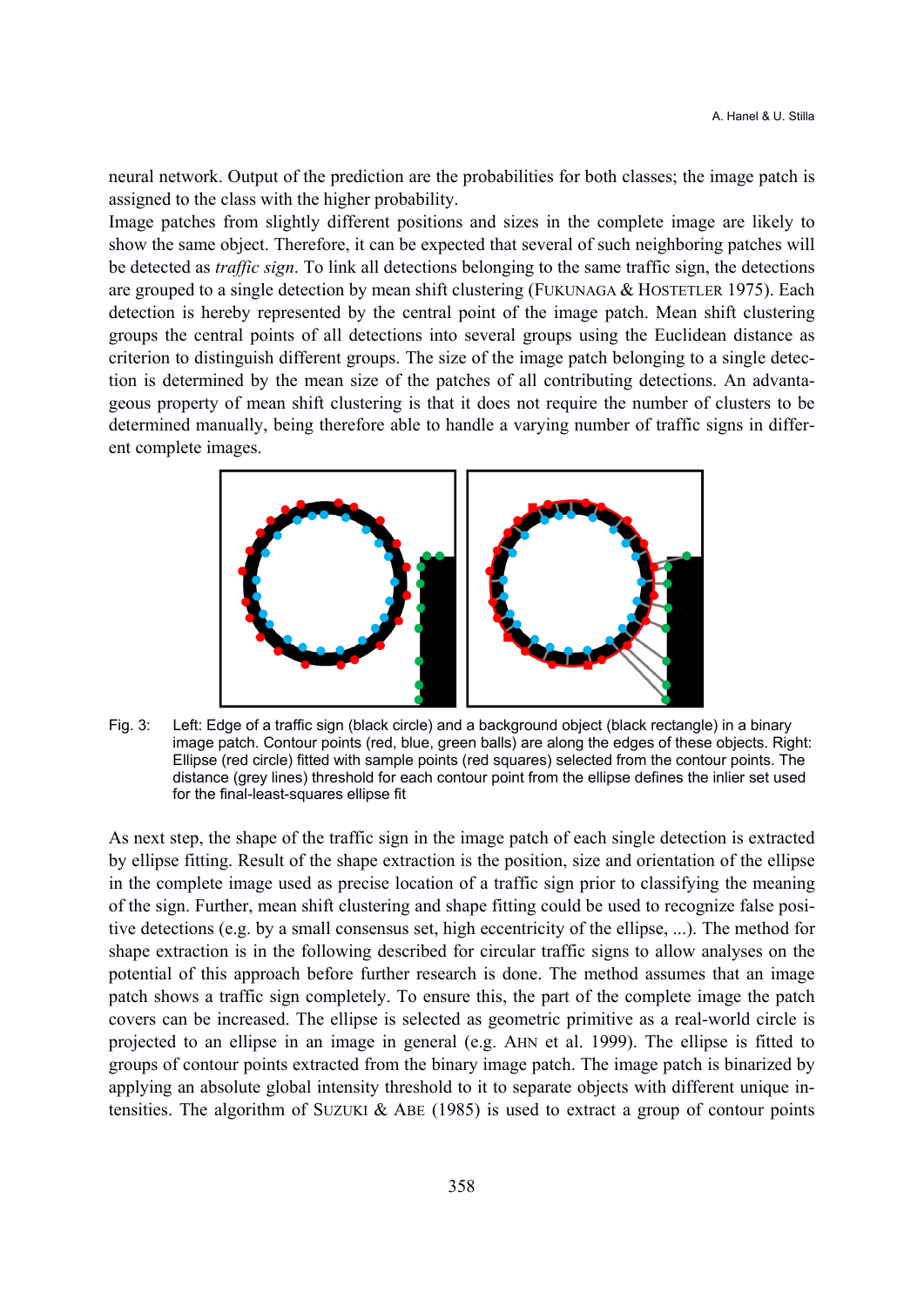neural network. Output of the prediction are the probabilities for both classes; the image patch is assigned to the class with the higher probability.

Image patches from slightly different positions and sizes in the complete image are likely to show the same object. Therefore, it can be expected that several of such neighboring patches will be detected as *traffic sign*. To link all detections belonging to the same traffic sign, the detections are grouped to a single detection by mean shift clustering (FUKUNAGA & HOSTETLER 1975). Each detection is hereby represented by the central point of the image patch. Mean shift clustering groups the central points of all detections into several groups using the Euclidean distance as criterion to distinguish different groups. The size of the image patch belonging to a single detection is determined by the mean size of the patches of all contributing detections. An advantageous property of mean shift clustering is that it does not require the number of clusters to be determined manually, being therefore able to handle a varying number of traffic signs in different complete images.

Fig. 3: Left: Edge of a traffic sign (black circle) and a background object (black rectangle) in a binary image patch. Contour points (red, blue, green balls) are along the edges of these objects. Right: Ellipse (red circle) fitted with sample points (red squares) selected from the contour points. The distance (grey lines) threshold for each contour point from the ellipse defines the inlier set used for the final-least-squares ellipse fit

As next step, the shape of the traffic sign in the image patch of each single detection is extracted by ellipse fitting. Result of the shape extraction is the position, size and orientation of the ellipse in the complete image used as precise location of a traffic sign prior to classifying the meaning of the sign. Further, mean shift clustering and shape fitting could be used to recognize false positive detections (e.g. by a small consensus set, high eccentricity of the ellipse, ...). The method for shape extraction is in the following described for circular traffic signs to allow analyses on the potential of this approach before further research is done. The method assumes that an image patch shows a traffic sign completely. To ensure this, the part of the complete image the patch covers can be increased. The ellipse is selected as geometric primitive as a real-world circle is projected to an ellipse in an image in general (e.g. AHN et al. 1999). The ellipse is fitted to groups of contour points extracted from the binary image patch. The image patch is binarized by applying an absolute global intensity threshold to it to separate objects with different unique intensities. The algorithm of SUZUKI & ABE (1985) is used to extract a group of contour points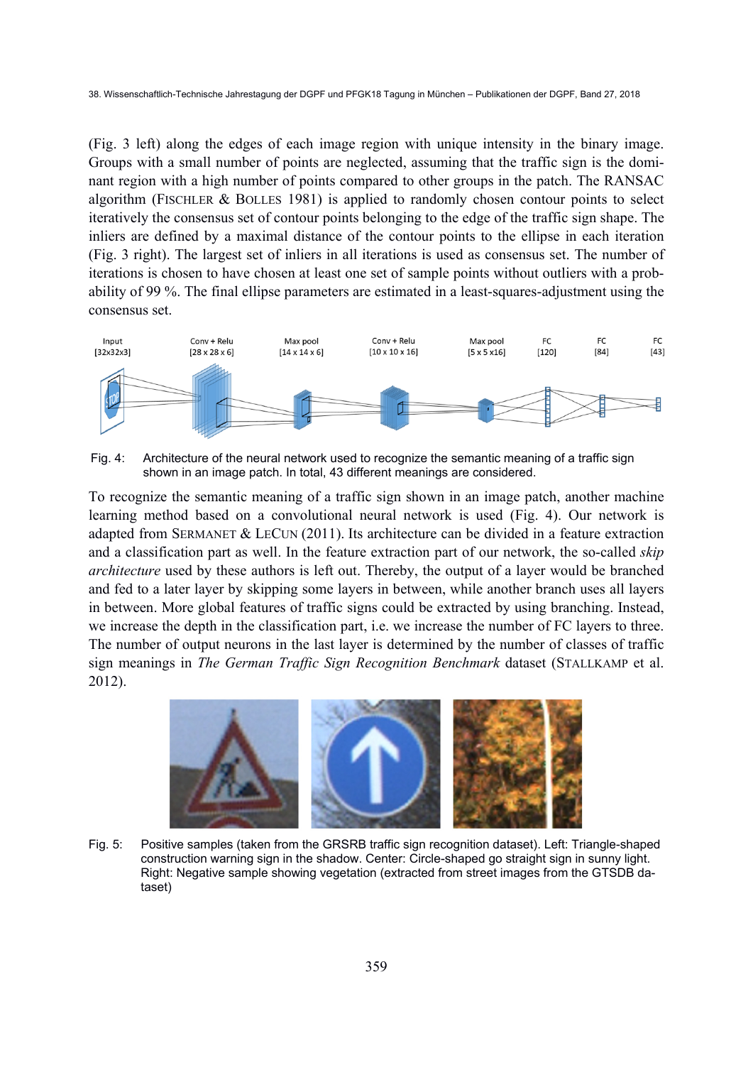(Fig. 3 left) along the edges of each image region with unique intensity in the binary image. Groups with a small number of points are neglected, assuming that the traffic sign is the dominant region with a high number of points compared to other groups in the patch. The RANSAC algorithm (FISCHLER & BOLLES 1981) is applied to randomly chosen contour points to select iteratively the consensus set of contour points belonging to the edge of the traffic sign shape. The inliers are defined by a maximal distance of the contour points to the ellipse in each iteration (Fig. 3 right). The largest set of inliers in all iterations is used as consensus set. The number of iterations is chosen to have chosen at least one set of sample points without outliers with a probability of 99 %. The final ellipse parameters are estimated in a least-squares-adjustment using the consensus set.

Fig. 4: Architecture of the neural network used to recognize the semantic meaning of a traffic sign shown in an image patch. In total, 43 different meanings are considered.

To recognize the semantic meaning of a traffic sign shown in an image patch, another machine learning method based on a convolutional neural network is used (Fig. 4). Our network is adapted from SERMANET & LECUN (2011). Its architecture can be divided in a feature extraction and a classification part as well. In the feature extraction part of our network, the so-called *skip architecture* used by these authors is left out. Thereby, the output of a layer would be branched and fed to a later layer by skipping some layers in between, while another branch uses all layers in between. More global features of traffic signs could be extracted by using branching. Instead, we increase the depth in the classification part, i.e. we increase the number of FC layers to three. The number of output neurons in the last layer is determined by the number of classes of traffic sign meanings in *The German Traffic Sign Recognition Benchmark* dataset (STALLKAMP et al. 2012).

Fig. 5: Positive samples (taken from the GRSRB traffic sign recognition dataset). Left: Triangle-shaped construction warning sign in the shadow. Center: Circle-shaped go straight sign in sunny light. Right: Negative sample showing vegetation (extracted from street images from the GTSDB dataset)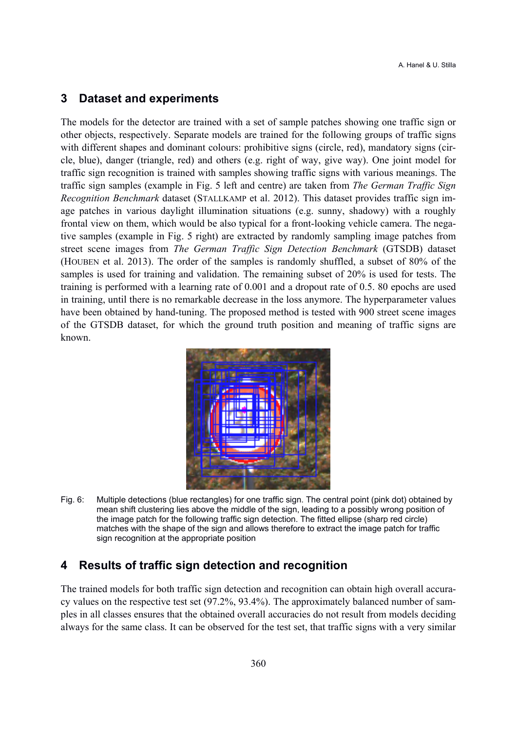## 3 Dataset and experiments

The models for the detector are trained with a set of sample patches showing one traffic sign or other objects, respectively. Separate models are trained for the following groups of traffic signs with different shapes and dominant colours: prohibitive signs (circle, red), mandatory signs (circle, blue), danger (triangle, red) and others (e.g. right of way, give way). One joint model for traffic sign recognition is trained with samples showing traffic signs with various meanings. The traffic sign samples (example in Fig. 5 left and centre) are taken from *The German Traffic Sign Recognition Benchmark* dataset (STALLKAMP et al. 2012). This dataset provides traffic sign image patches in various daylight illumination situations (e.g. sunny, shadowy) with a roughly frontal view on them, which would be also typical for a front-looking vehicle camera. The negative samples (example in Fig. 5 right) are extracted by randomly sampling image patches from street scene images from *The German Traffic Sign Detection Benchmark* (GTSDB) dataset (HOUBEN et al. 2013). The order of the samples is randomly shuffled, a subset of 80% of the samples is used for training and validation. The remaining subset of 20% is used for tests. The training is performed with a learning rate of 0.001 and a dropout rate of 0.5. 80 epochs are used in training, until there is no remarkable decrease in the loss anymore. The hyperparameter values have been obtained by hand-tuning. The proposed method is tested with 900 street scene images of the GTSDB dataset, for which the ground truth position and meaning of traffic signs are known.

Fig. 6: Multiple detections (blue rectangles) for one traffic sign. The central point (pink dot) obtained by mean shift clustering lies above the middle of the sign, leading to a possibly wrong position of the image patch for the following traffic sign detection. The fitted ellipse (sharp red circle) matches with the shape of the sign and allows therefore to extract the image patch for traffic sign recognition at the appropriate position

## 4 Results of traffic sign detection and recognition

The trained models for both traffic sign detection and recognition can obtain high overall accuracy values on the respective test set (97.2%, 93.4%). The approximately balanced number of samples in all classes ensures that the obtained overall accuracies do not result from models deciding always for the same class. It can be observed for the test set, that traffic signs with a very similar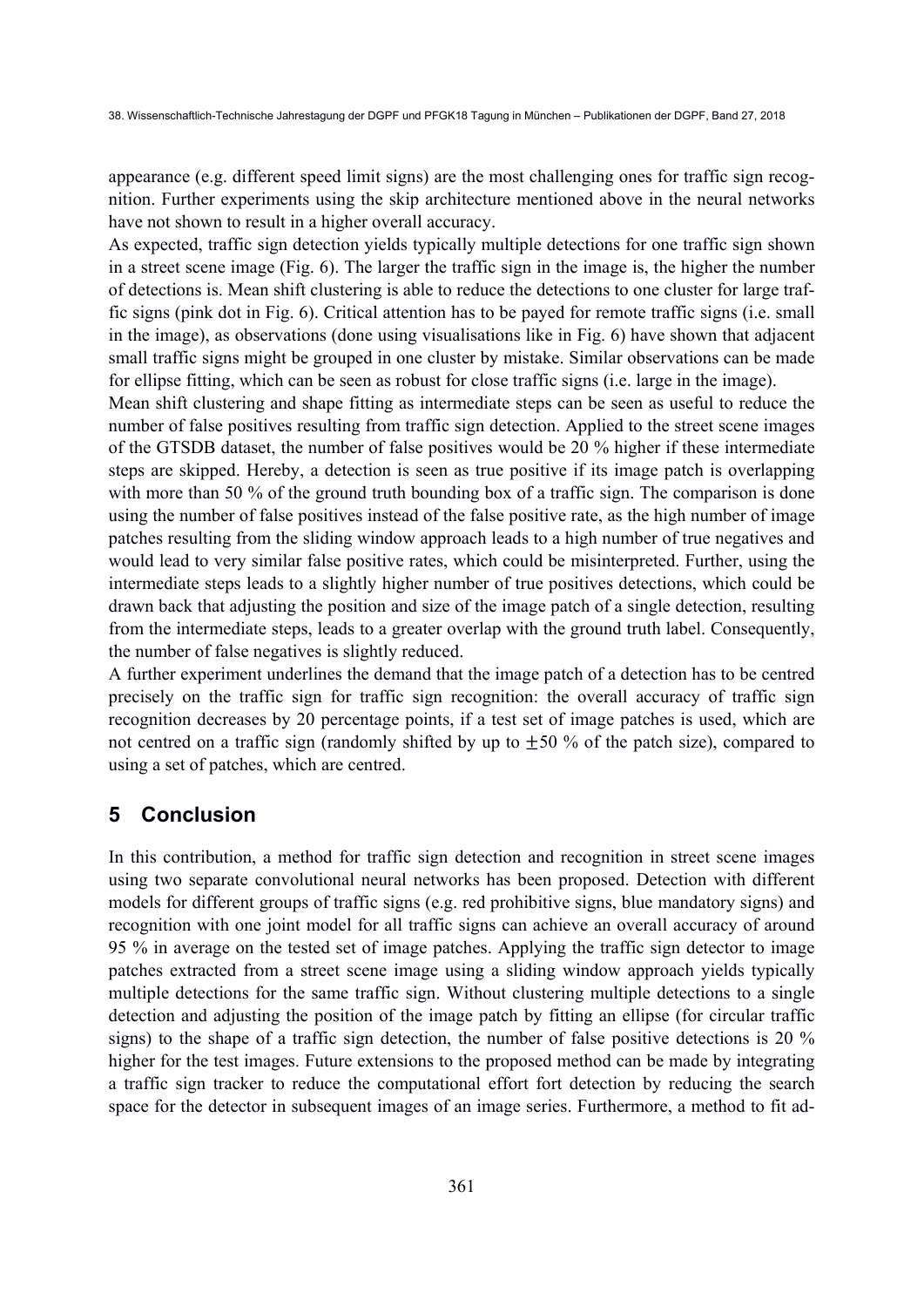appearance (e.g. different speed limit signs) are the most challenging ones for traffic sign recognition. Further experiments using the skip architecture mentioned above in the neural networks have not shown to result in a higher overall accuracy.

As expected, traffic sign detection yields typically multiple detections for one traffic sign shown in a street scene image (Fig. 6). The larger the traffic sign in the image is, the higher the number of detections is. Mean shift clustering is able to reduce the detections to one cluster for large traffic signs (pink dot in Fig. 6). Critical attention has to be payed for remote traffic signs (i.e. small in the image), as observations (done using visualisations like in Fig. 6) have shown that adjacent small traffic signs might be grouped in one cluster by mistake. Similar observations can be made for ellipse fitting, which can be seen as robust for close traffic signs (i.e. large in the image).

Mean shift clustering and shape fitting as intermediate steps can be seen as useful to reduce the number of false positives resulting from traffic sign detection. Applied to the street scene images of the GTSDB dataset, the number of false positives would be 20 % higher if these intermediate steps are skipped. Hereby, a detection is seen as true positive if its image patch is overlapping with more than 50 % of the ground truth bounding box of a traffic sign. The comparison is done using the number of false positives instead of the false positive rate, as the high number of image patches resulting from the sliding window approach leads to a high number of true negatives and would lead to very similar false positive rates, which could be misinterpreted. Further, using the intermediate steps leads to a slightly higher number of true positives detections, which could be drawn back that adjusting the position and size of the image patch of a single detection, resulting from the intermediate steps, leads to a greater overlap with the ground truth label. Consequently, the number of false negatives is slightly reduced.

A further experiment underlines the demand that the image patch of a detection has to be centred precisely on the traffic sign for traffic sign recognition: the overall accuracy of traffic sign recognition decreases by 20 percentage points, if a test set of image patches is used, which are not centred on a traffic sign (randomly shifted by up to $\pm 50$ % of the patch size), compared to using a set of patches, which are centred.

## 5 Conclusion

In this contribution, a method for traffic sign detection and recognition in street scene images using two separate convolutional neural networks has been proposed. Detection with different models for different groups of traffic signs (e.g. red prohibitive signs, blue mandatory signs) and recognition with one joint model for all traffic signs can achieve an overall accuracy of around 95 % in average on the tested set of image patches. Applying the traffic sign detector to image patches extracted from a street scene image using a sliding window approach yields typically multiple detections for the same traffic sign. Without clustering multiple detections to a single detection and adjusting the position of the image patch by fitting an ellipse (for circular traffic signs) to the shape of a traffic sign detection, the number of false positive detections is 20 % higher for the test images. Future extensions to the proposed method can be made by integrating a traffic sign tracker to reduce the computational effort fort detection by reducing the search space for the detector in subsequent images of an image series. Furthermore, a method to fit ad-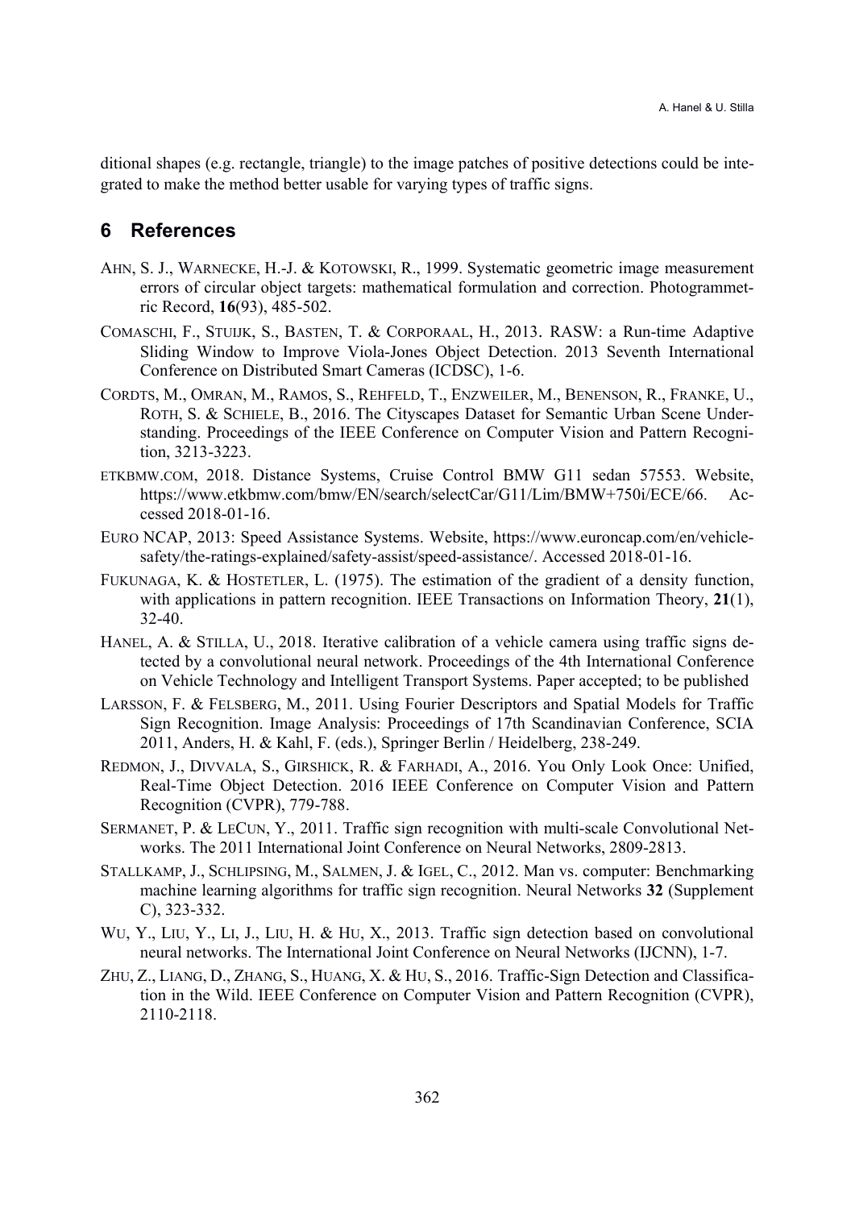ditional shapes (e.g. rectangle, triangle) to the image patches of positive detections could be integrated to make the method better usable for varying types of traffic signs.

## 6 References

AHN, S. J., WARNECKE, H.-J. & KOTOWSKI, R., 1999. Systematic geometric image measurement errors of circular object targets: mathematical formulation and correction. Photogrammetric Record, **16**(93), 485-502.

COMASCHI, F., STUIJK, S., BASTEN, T. & CORPORAAL, H., 2013. RASW: a Run-time Adaptive Sliding Window to Improve Viola-Jones Object Detection. 2013 Seventh International Conference on Distributed Smart Cameras (ICDSC), 1-6.

CORDTS, M., OMRAN, M., RAMOS, S., REHFELD, T., ENZWEILER, M., BENENSON, R., FRANKE, U., ROTH, S. & SCHIELE, B., 2016. The Cityscapes Dataset for Semantic Urban Scene Understanding. Proceedings of the IEEE Conference on Computer Vision and Pattern Recognition, 3213-3223.

ETKBMW.COM, 2018. Distance Systems, Cruise Control BMW G11 sedan 57553. Website, https://www.etkbmw.com/bmw/EN/search/selectCar/G11/Lim/BMW+750i/ECE/66. Accessed 2018-01-16.

EURO NCAP, 2013: Speed Assistance Systems. Website, https://www.euroncap.com/en/vehicle-safety/the-ratings-explained/safety-assist/speed-assistance/. Accessed 2018-01-16.

FUKUNAGA, K. & HOSTETLER, L. (1975). The estimation of the gradient of a density function, with applications in pattern recognition. IEEE Transactions on Information Theory, **21**(1), 32-40.

HANEL, A. & STILLA, U., 2018. Iterative calibration of a vehicle camera using traffic signs detected by a convolutional neural network. Proceedings of the 4th International Conference on Vehicle Technology and Intelligent Transport Systems. Paper accepted; to be published

LARSSON, F. & FELSBERG, M., 2011. Using Fourier Descriptors and Spatial Models for Traffic Sign Recognition. Image Analysis: Proceedings of 17th Scandinavian Conference, SCIA 2011, Anders, H. & Kahl, F. (eds.), Springer Berlin / Heidelberg, 238-249.

REDMON, J., DIVVALA, S., GIRSHICK, R. & FARHADI, A., 2016. You Only Look Once: Unified, Real-Time Object Detection. 2016 IEEE Conference on Computer Vision and Pattern Recognition (CVPR), 779-788.

SERMANET, P. & LECUN, Y., 2011. Traffic sign recognition with multi-scale Convolutional Networks. The 2011 International Joint Conference on Neural Networks, 2809-2813.

STALLKAMP, J., SCHLIPSING, M., SALMEN, J. & IGEL, C., 2012. Man vs. computer: Benchmarking machine learning algorithms for traffic sign recognition. Neural Networks **32** (Supplement C), 323-332.

WU, Y., LIU, Y., LI, J., LIU, H. & HU, X., 2013. Traffic sign detection based on convolutional neural networks. The International Joint Conference on Neural Networks (IJCNN), 1-7.

ZHU, Z., LIANG, D., ZHANG, S., HUANG, X. & HU, S., 2016. Traffic-Sign Detection and Classification in the Wild. IEEE Conference on Computer Vision and Pattern Recognition (CVPR), 2110-2118.